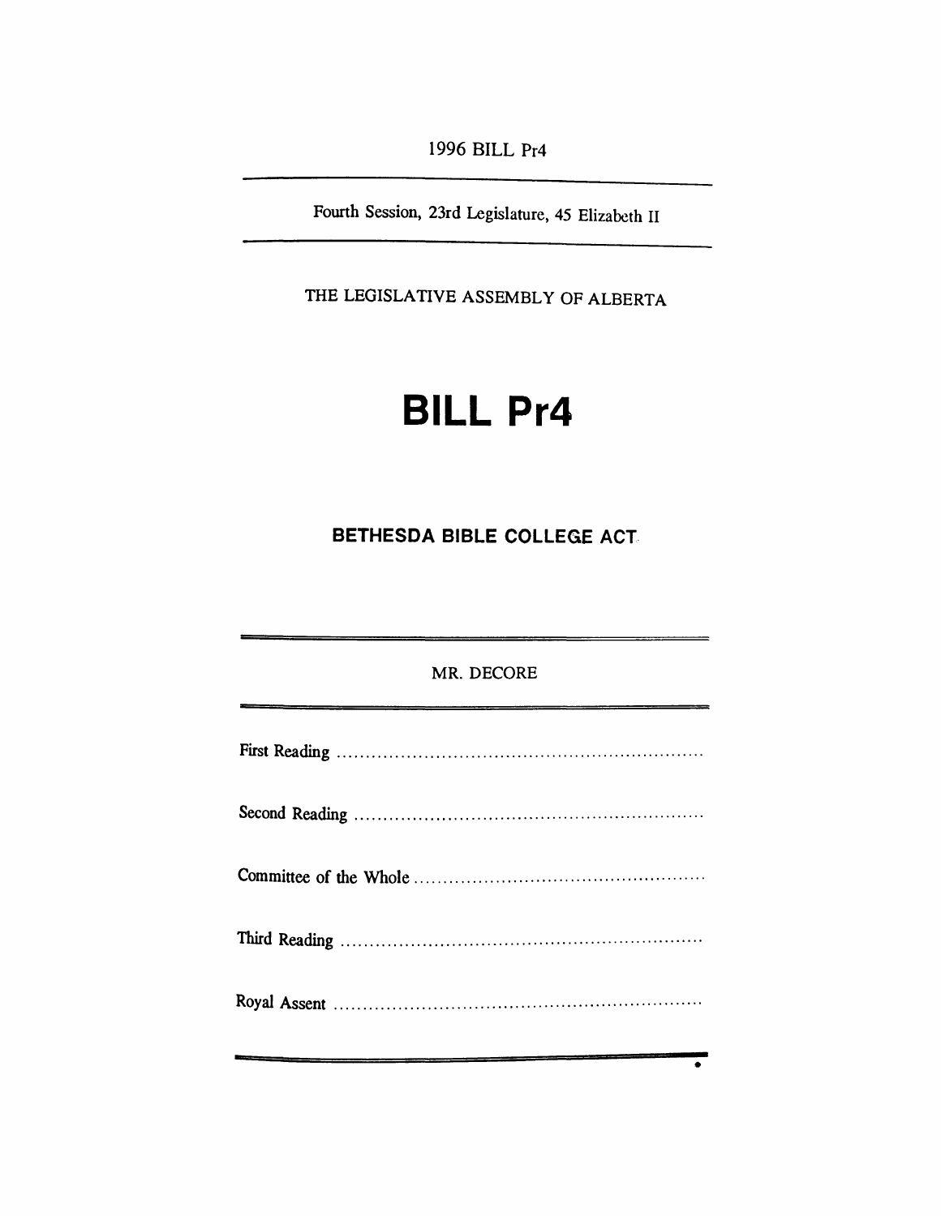1996 BILL Pr4

Fourth Session, 23rd Legislature, 45 Elizabeth II

THE LEGISLATIVE ASSEMBLY OF ALBERTA

# BILL Pr4

## BETHESDA BIBLE COLLEGE ACT

MR. DECORE

First Reading ..............................................................

Second Reading ..............................................................

Committee of the Whole ..............................................................

Third Reading ..............................................................

Royal Assent ..............................................................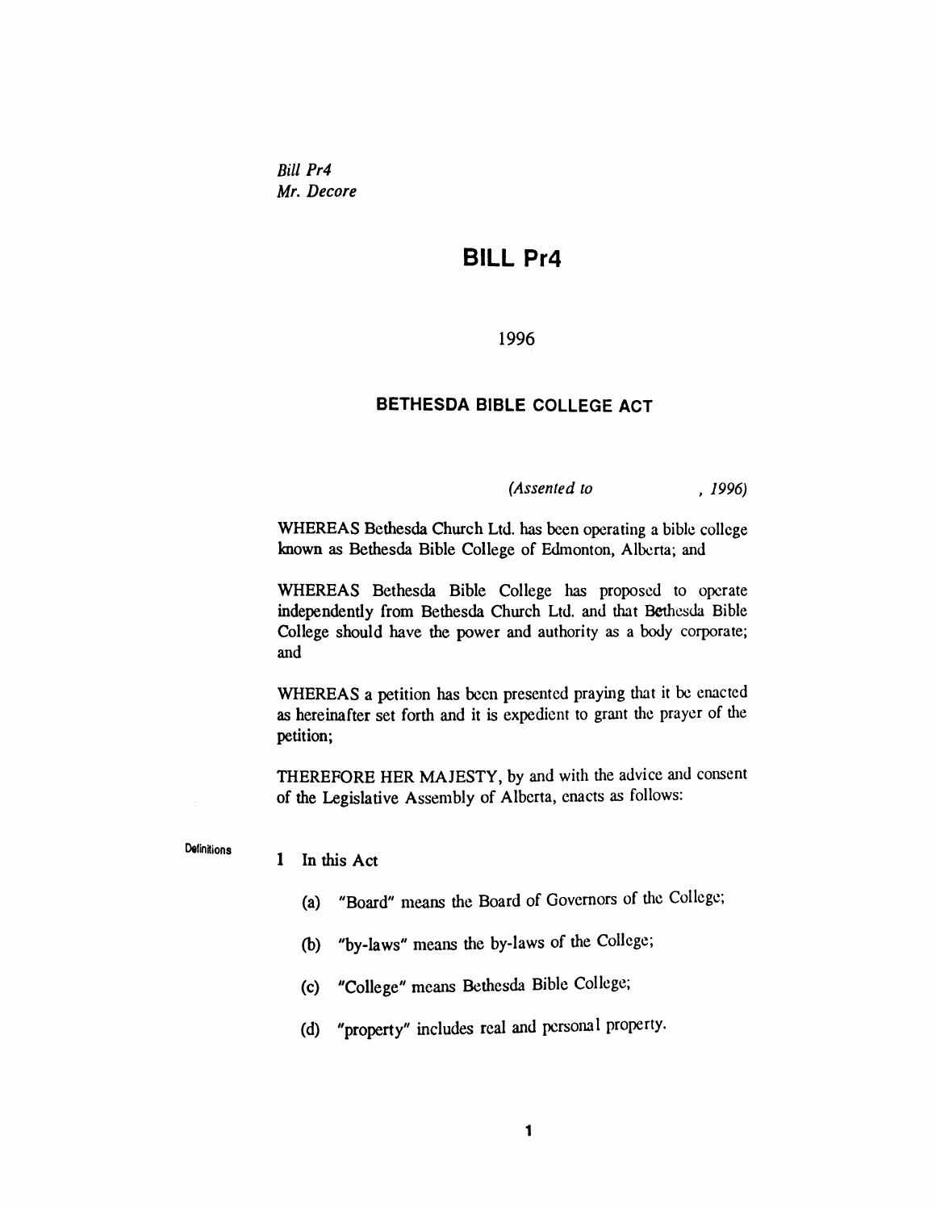*Bill Pr4*
*Mr. Decore*

# BILL Pr4

1996

## BETHESDA BIBLE COLLEGE ACT

*(Assented to , 1996)*

WHEREAS Bethesda Church Ltd. has been operating a bible college known as Bethesda Bible College of Edmonton, Alberta; and

WHEREAS Bethesda Bible College has proposed to operate independently from Bethesda Church Ltd. and that Bethesda Bible College should have the power and authority as a body corporate; and

WHEREAS a petition has been presented praying that it be enacted as hereinafter set forth and it is expedient to grant the prayer of the petition;

THEREFORE HER MAJESTY, by and with the advice and consent of the Legislative Assembly of Alberta, enacts as follows:

Definitions

**1** In this Act

(a) "Board" means the Board of Governors of the College;

(b) "by-laws" means the by-laws of the College;

(c) "College" means Bethesda Bible College;

(d) "property" includes real and personal property.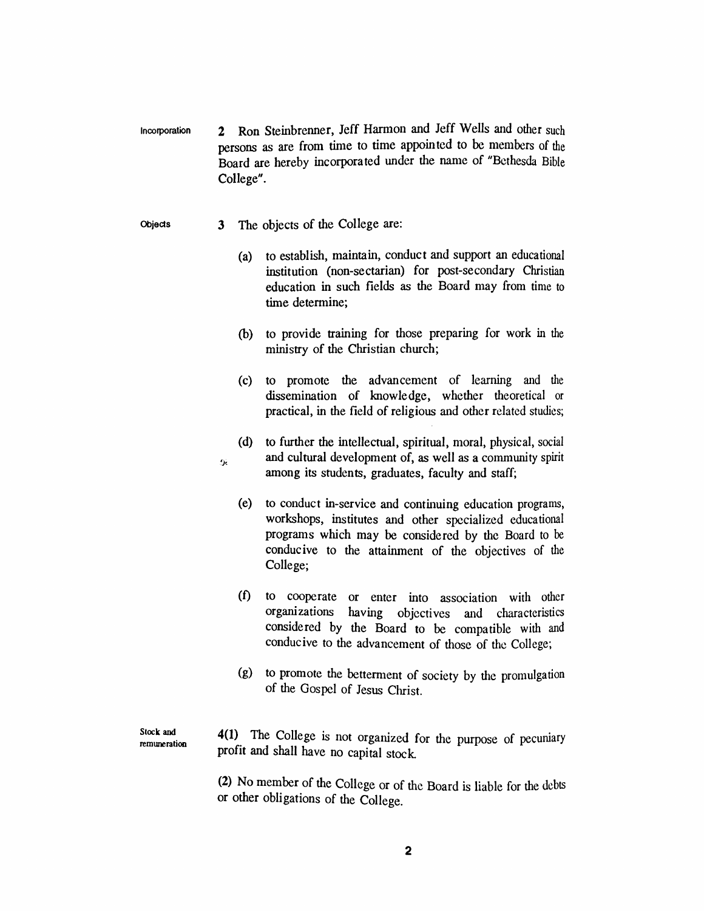**Incorporation**

**2** Ron Steinbrenner, Jeff Harmon and Jeff Wells and other such persons as are from time to time appointed to be members of the Board are hereby incorporated under the name of "Bethesda Bible College".

**Objects**

**3** The objects of the College are:

(a) to establish, maintain, conduct and support an educational institution (non-sectarian) for post-secondary Christian education in such fields as the Board may from time to time determine;

(b) to provide training for those preparing for work in the ministry of the Christian church;

(c) to promote the advancement of learning and the dissemination of knowledge, whether theoretical or practical, in the field of religious and other related studies;

(d) to further the intellectual, spiritual, moral, physical, social and cultural development of, as well as a community spirit among its students, graduates, faculty and staff;

(e) to conduct in-service and continuing education programs, workshops, institutes and other specialized educational programs which may be considered by the Board to be conducive to the attainment of the objectives of the College;

(f) to cooperate or enter into association with other organizations having objectives and characteristics considered by the Board to be compatible with and conducive to the advancement of those of the College;

(g) to promote the betterment of society by the promulgation of the Gospel of Jesus Christ.

**Stock and remuneration**

**4(1)** The College is not organized for the purpose of pecuniary profit and shall have no capital stock.

**(2)** No member of the College or of the Board is liable for the debts or other obligations of the College.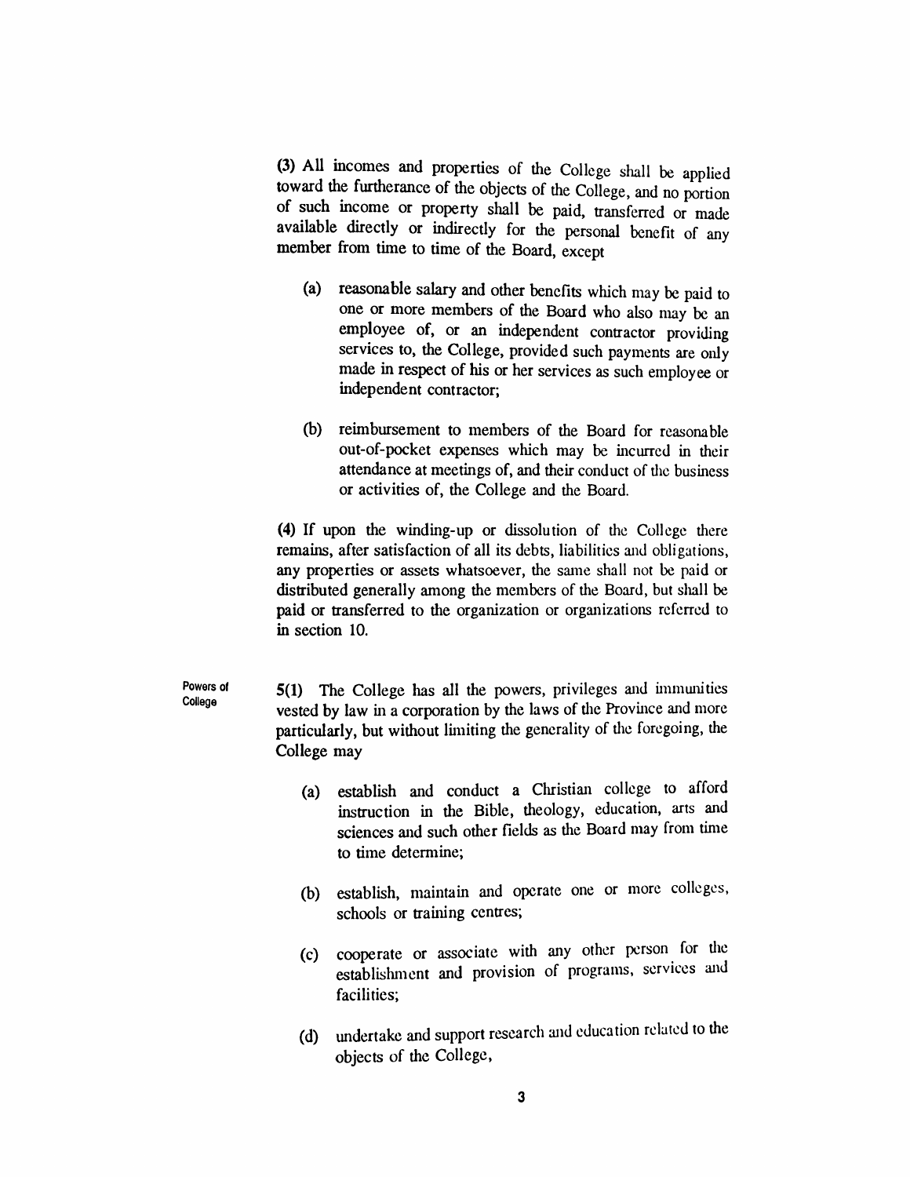(3) All incomes and properties of the College shall be applied toward the furtherance of the objects of the College, and no portion of such income or property shall be paid, transferred or made available directly or indirectly for the personal benefit of any member from time to time of the Board, except

(a) reasonable salary and other benefits which may be paid to one or more members of the Board who also may be an employee of, or an independent contractor providing services to, the College, provided such payments are only made in respect of his or her services as such employee or independent contractor;

(b) reimbursement to members of the Board for reasonable out-of-pocket expenses which may be incurred in their attendance at meetings of, and their conduct of the business or activities of, the College and the Board.

(4) If upon the winding-up or dissolution of the College there remains, after satisfaction of all its debts, liabilities and obligations, any properties or assets whatsoever, the same shall not be paid or distributed generally among the members of the Board, but shall be paid or transferred to the organization or organizations referred to in section 10.

**Powers of College**

5(1) The College has all the powers, privileges and immunities vested by law in a corporation by the laws of the Province and more particularly, but without limiting the generality of the foregoing, the College may

(a) establish and conduct a Christian college to afford instruction in the Bible, theology, education, arts and sciences and such other fields as the Board may from time to time determine;

(b) establish, maintain and operate one or more colleges, schools or training centres;

(c) cooperate or associate with any other person for the establishment and provision of programs, services and facilities;

(d) undertake and support research and education related to the objects of the College,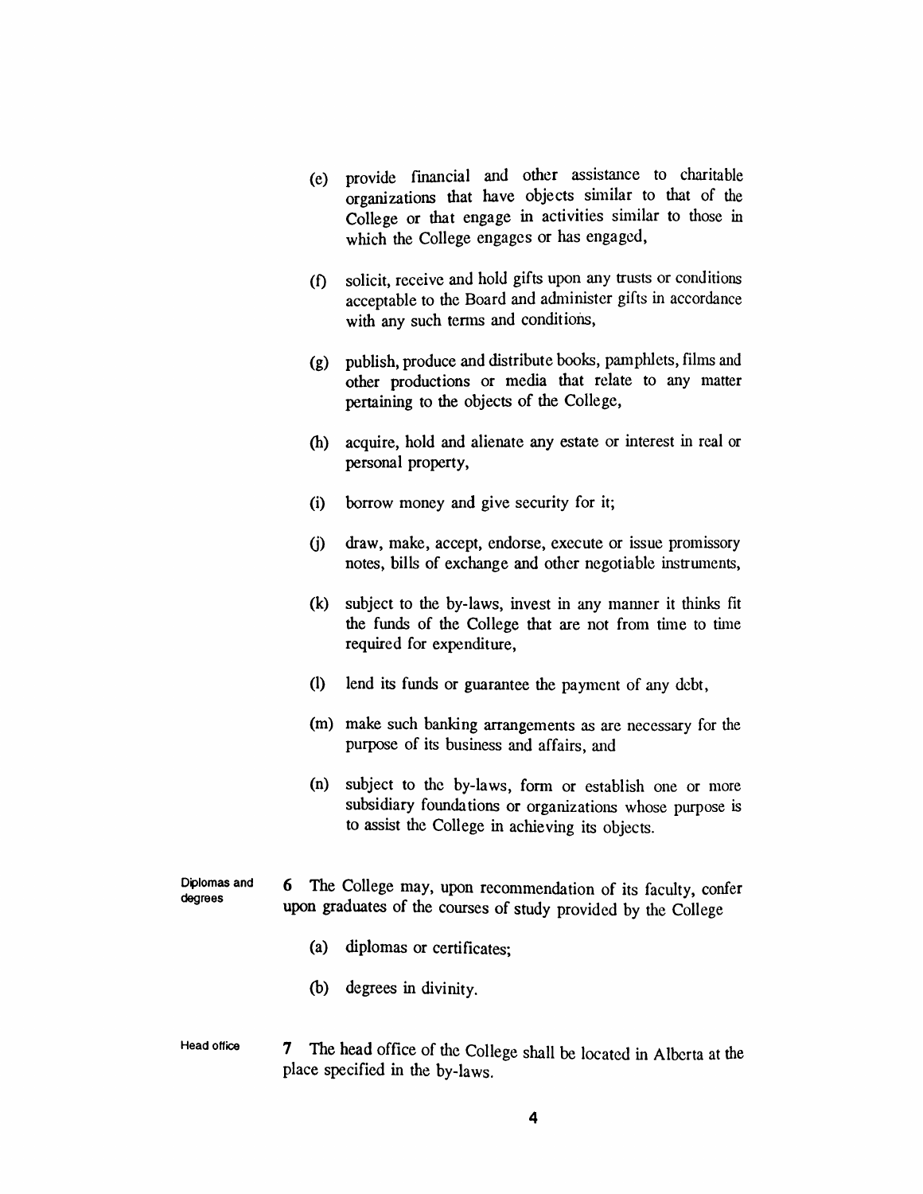(e) provide financial and other assistance to charitable organizations that have objects similar to that of the College or that engage in activities similar to those in which the College engages or has engaged,

(f) solicit, receive and hold gifts upon any trusts or conditions acceptable to the Board and administer gifts in accordance with any such terms and conditions,

(g) publish, produce and distribute books, pamphlets, films and other productions or media that relate to any matter pertaining to the objects of the College,

(h) acquire, hold and alienate any estate or interest in real or personal property,

(i) borrow money and give security for it;

(j) draw, make, accept, endorse, execute or issue promissory notes, bills of exchange and other negotiable instruments,

(k) subject to the by-laws, invest in any manner it thinks fit the funds of the College that are not from time to time required for expenditure,

(l) lend its funds or guarantee the payment of any debt,

(m) make such banking arrangements as are necessary for the purpose of its business and affairs, and

(n) subject to the by-laws, form or establish one or more subsidiary foundations or organizations whose purpose is to assist the College in achieving its objects.

Diplomas and degrees

**6** The College may, upon recommendation of its faculty, confer upon graduates of the courses of study provided by the College

(a) diplomas or certificates;

(b) degrees in divinity.

Head office

**7** The head office of the College shall be located in Alberta at the place specified in the by-laws.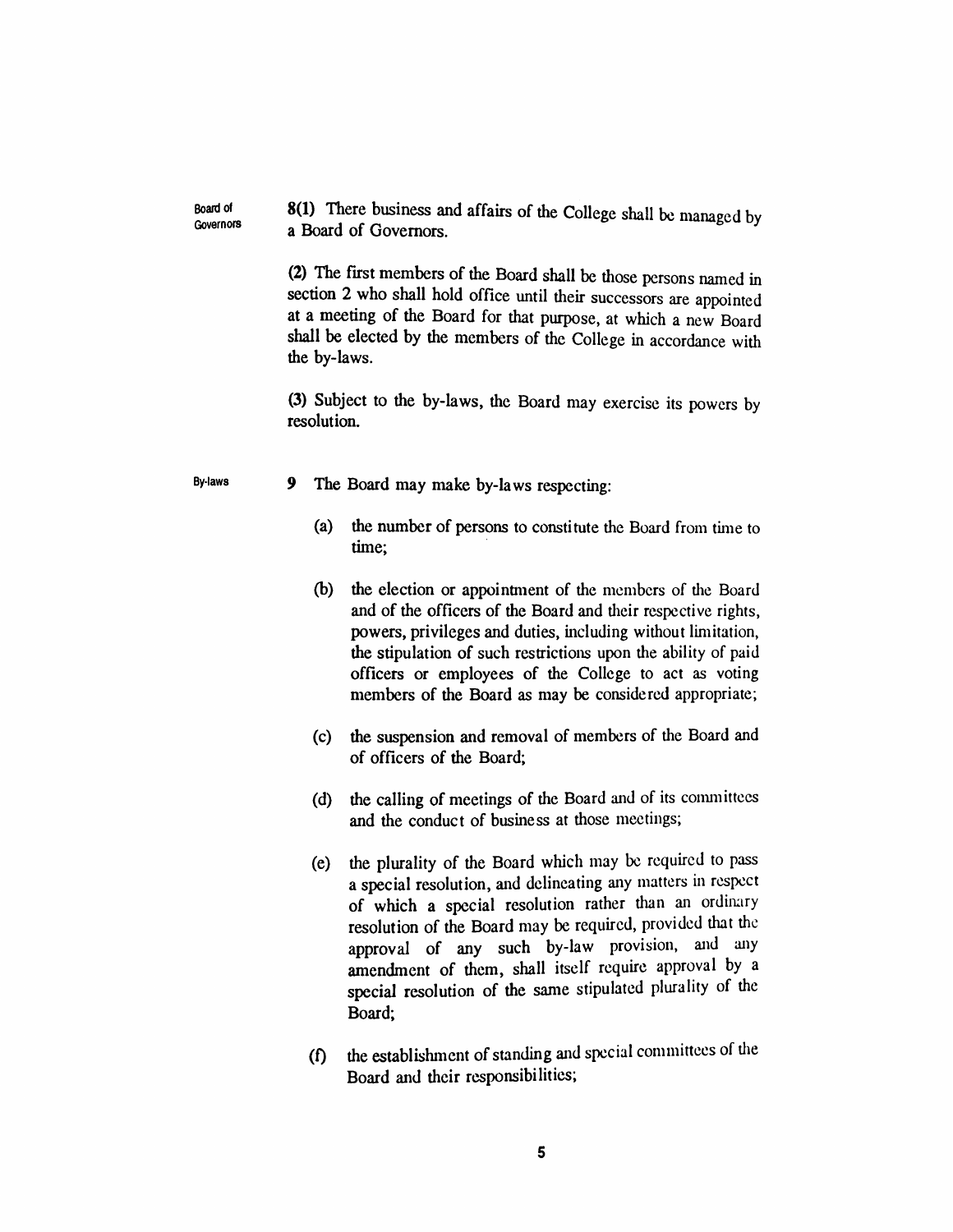**Board of Governors**

**8(1)** There business and affairs of the College shall be managed by a Board of Governors.

**(2)** The first members of the Board shall be those persons named in section 2 who shall hold office until their successors are appointed at a meeting of the Board for that purpose, at which a new Board shall be elected by the members of the College in accordance with the by-laws.

**(3)** Subject to the by-laws, the Board may exercise its powers by resolution.

**By-laws**

**9** The Board may make by-laws respecting:

(a) the number of persons to constitute the Board from time to time;

(b) the election or appointment of the members of the Board and of the officers of the Board and their respective rights, powers, privileges and duties, including without limitation, the stipulation of such restrictions upon the ability of paid officers or employees of the College to act as voting members of the Board as may be considered appropriate;

(c) the suspension and removal of members of the Board and of officers of the Board;

(d) the calling of meetings of the Board and of its committees and the conduct of business at those meetings;

(e) the plurality of the Board which may be required to pass a special resolution, and delineating any matters in respect of which a special resolution rather than an ordinary resolution of the Board may be required, provided that the approval of any such by-law provision, and any amendment of them, shall itself require approval by a special resolution of the same stipulated plurality of the Board;

(f) the establishment of standing and special committees of the Board and their responsibilities;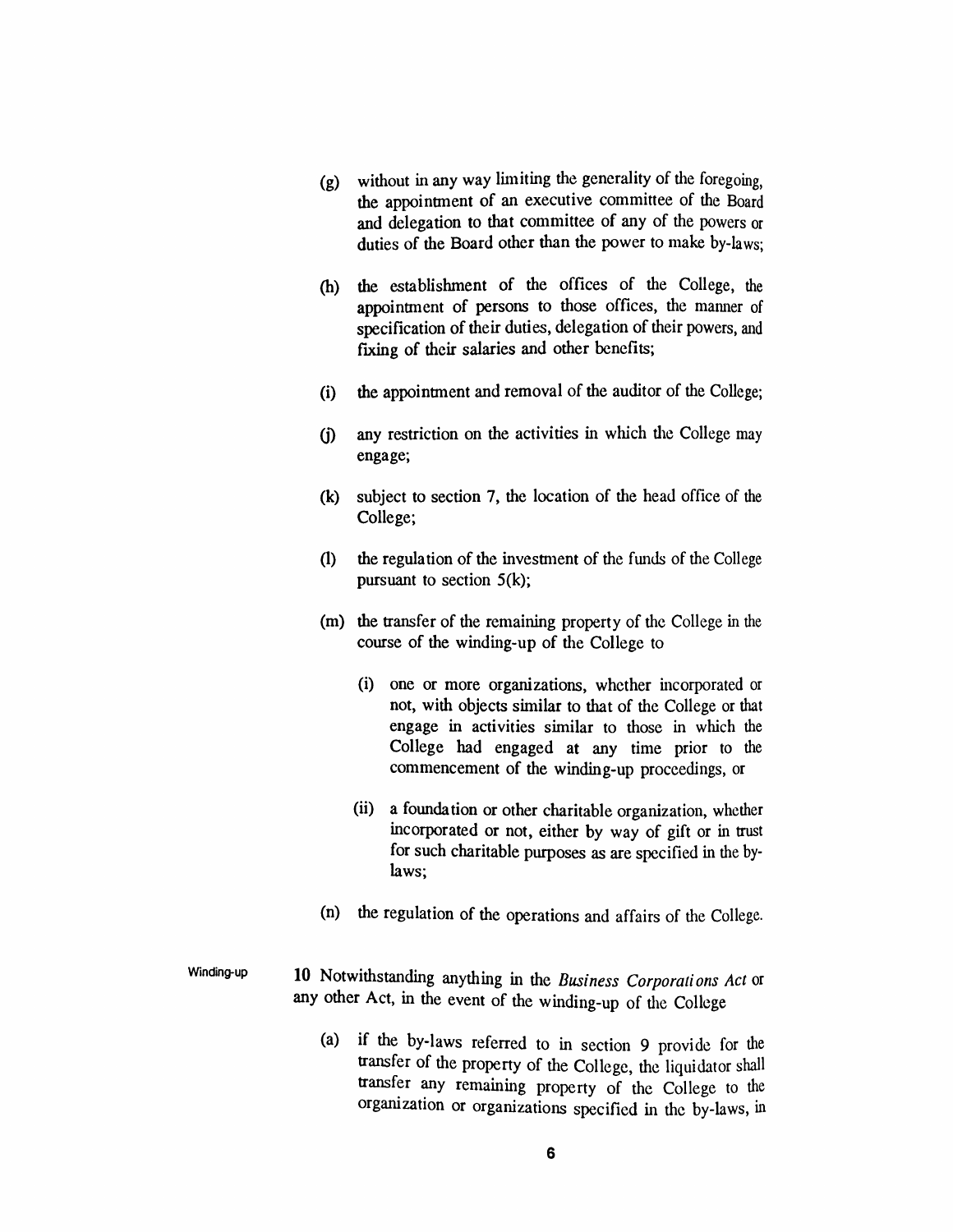(g) without in any way limiting the generality of the foregoing, the appointment of an executive committee of the Board and delegation to that committee of any of the powers or duties of the Board other than the power to make by-laws;

(h) the establishment of the offices of the College, the appointment of persons to those offices, the manner of specification of their duties, delegation of their powers, and fixing of their salaries and other benefits;

(i) the appointment and removal of the auditor of the College;

(j) any restriction on the activities in which the College may engage;

(k) subject to section 7, the location of the head office of the College;

(l) the regulation of the investment of the funds of the College pursuant to section 5(k);

(m) the transfer of the remaining property of the College in the course of the winding-up of the College to

   (i) one or more organizations, whether incorporated or not, with objects similar to that of the College or that engage in activities similar to those in which the College had engaged at any time prior to the commencement of the winding-up proceedings, or

   (ii) a foundation or other charitable organization, whether incorporated or not, either by way of gift or in trust for such charitable purposes as are specified in the by-laws;

(n) the regulation of the operations and affairs of the College.

Winding-up

**10** Notwithstanding anything in the *Business Corporations Act* or any other Act, in the event of the winding-up of the College

(a) if the by-laws referred to in section 9 provide for the transfer of the property of the College, the liquidator shall transfer any remaining property of the College to the organization or organizations specified in the by-laws, in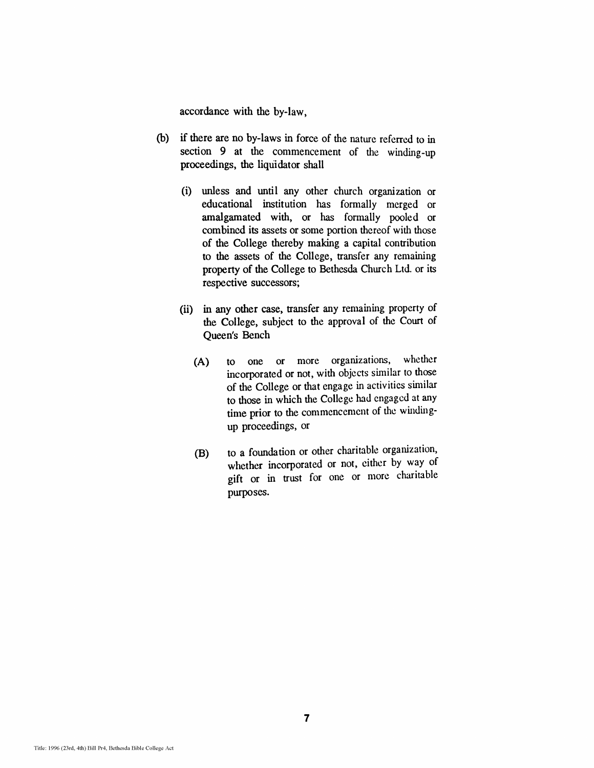accordance with the by-law,

(b) if there are no by-laws in force of the nature referred to in section 9 at the commencement of the winding-up proceedings, the liquidator shall

   (i) unless and until any other church organization or educational institution has formally merged or amalgamated with, or has formally pooled or combined its assets or some portion thereof with those of the College thereby making a capital contribution to the assets of the College, transfer any remaining property of the College to Bethesda Church Ltd. or its respective successors;

   (ii) in any other case, transfer any remaining property of the College, subject to the approval of the Court of Queen's Bench

      (A) to one or more organizations, whether incorporated or not, with objects similar to those of the College or that engage in activities similar to those in which the College had engaged at any time prior to the commencement of the winding-up proceedings, or

      (B) to a foundation or other charitable organization, whether incorporated or not, either by way of gift or in trust for one or more charitable purposes.